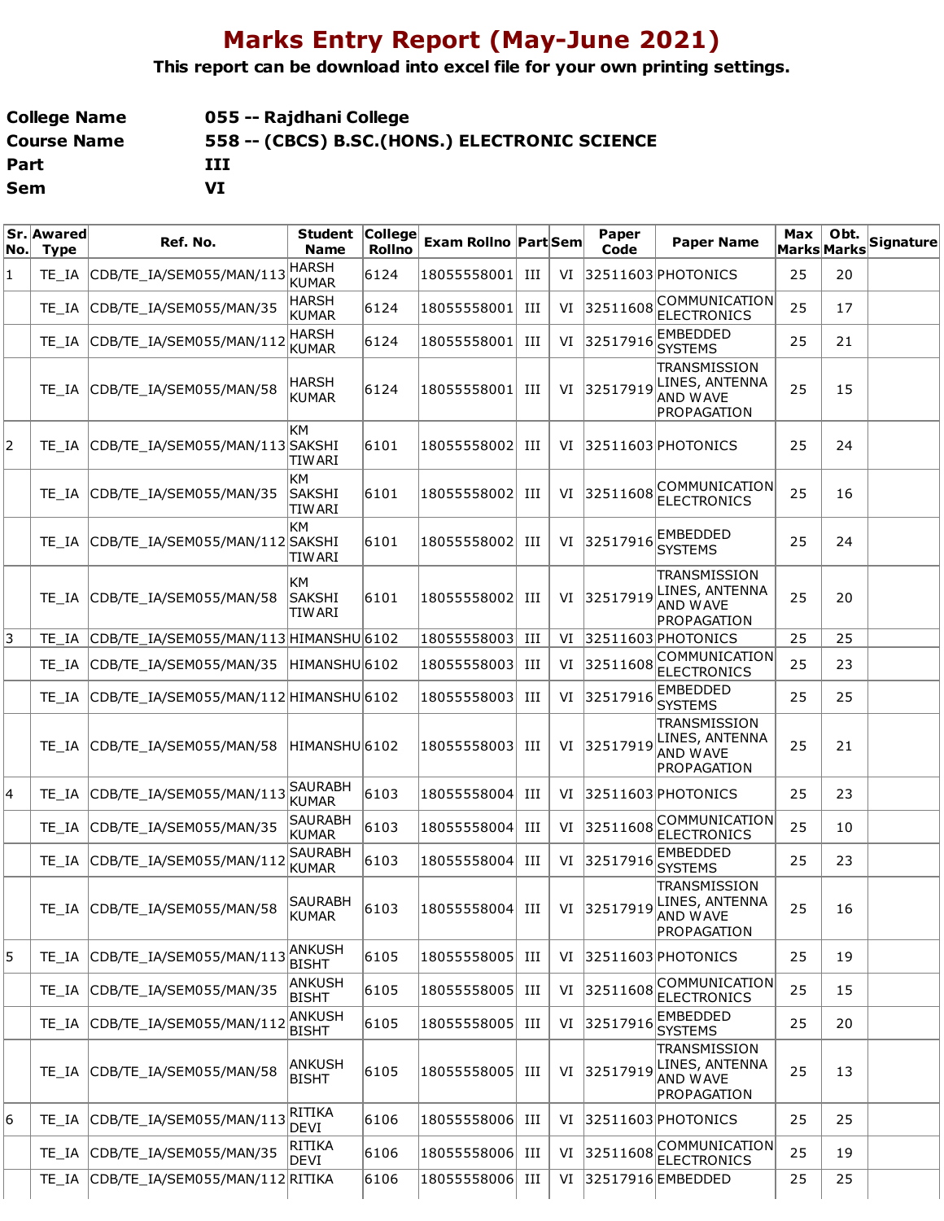# Marks Entry Report (May-June 2021)

**This report can be download into excel file for your own printing settings.**

| | |
|---|---|
| **College Name** | **055 -- Rajdhani College** |
| **Course Name** | **558 -- (CBCS) B.SC.(HONS.) ELECTRONIC SCIENCE** |
| **Part** | **III** |
| **Sem** | **VI** |

| Sr. No. | Awared Type | Ref. No. | Student Name | College Rollno | Exam Rollno | Part | Sem | Paper Code | Paper Name | Max Marks | Obt. Marks | Signature |
|---|---|---|---|---|---|---|---|---|---|---|---|---|
| 1 | TE_IA | CDB/TE_IA/SEM055/MAN/113 | HARSH KUMAR | 6124 | 18055558001 | III | VI | 32511603 | PHOTONICS | 25 | 20 | |
| | TE_IA | CDB/TE_IA/SEM055/MAN/35 | HARSH KUMAR | 6124 | 18055558001 | III | VI | 32511608 | COMMUNICATION ELECTRONICS | 25 | 17 | |
| | TE_IA | CDB/TE_IA/SEM055/MAN/112 | HARSH KUMAR | 6124 | 18055558001 | III | VI | 32517916 | EMBEDDED SYSTEMS | 25 | 21 | |
| | TE_IA | CDB/TE_IA/SEM055/MAN/58 | HARSH KUMAR | 6124 | 18055558001 | III | VI | 32517919 | TRANSMISSION LINES, ANTENNA AND WAVE PROPAGATION | 25 | 15 | |
| 2 | TE_IA | CDB/TE_IA/SEM055/MAN/113 | KM SAKSHI TIWARI | 6101 | 18055558002 | III | VI | 32511603 | PHOTONICS | 25 | 24 | |
| | TE_IA | CDB/TE_IA/SEM055/MAN/35 | KM SAKSHI TIWARI | 6101 | 18055558002 | III | VI | 32511608 | COMMUNICATION ELECTRONICS | 25 | 16 | |
| | TE_IA | CDB/TE_IA/SEM055/MAN/112 | KM SAKSHI TIWARI | 6101 | 18055558002 | III | VI | 32517916 | EMBEDDED SYSTEMS | 25 | 24 | |
| | TE_IA | CDB/TE_IA/SEM055/MAN/58 | KM SAKSHI TIWARI | 6101 | 18055558002 | III | VI | 32517919 | TRANSMISSION LINES, ANTENNA AND WAVE PROPAGATION | 25 | 20 | |
| 3 | TE_IA | CDB/TE_IA/SEM055/MAN/113 | HIMANSHU | 6102 | 18055558003 | III | VI | 32511603 | PHOTONICS | 25 | 25 | |
| | TE_IA | CDB/TE_IA/SEM055/MAN/35 | HIMANSHU | 6102 | 18055558003 | III | VI | 32511608 | COMMUNICATION ELECTRONICS | 25 | 23 | |
| | TE_IA | CDB/TE_IA/SEM055/MAN/112 | HIMANSHU | 6102 | 18055558003 | III | VI | 32517916 | EMBEDDED SYSTEMS | 25 | 25 | |
| | TE_IA | CDB/TE_IA/SEM055/MAN/58 | HIMANSHU | 6102 | 18055558003 | III | VI | 32517919 | TRANSMISSION LINES, ANTENNA AND WAVE PROPAGATION | 25 | 21 | |
| 4 | TE_IA | CDB/TE_IA/SEM055/MAN/113 | SAURABH KUMAR | 6103 | 18055558004 | III | VI | 32511603 | PHOTONICS | 25 | 23 | |
| | TE_IA | CDB/TE_IA/SEM055/MAN/35 | SAURABH KUMAR | 6103 | 18055558004 | III | VI | 32511608 | COMMUNICATION ELECTRONICS | 25 | 10 | |
| | TE_IA | CDB/TE_IA/SEM055/MAN/112 | SAURABH KUMAR | 6103 | 18055558004 | III | VI | 32517916 | EMBEDDED SYSTEMS | 25 | 23 | |
| | TE_IA | CDB/TE_IA/SEM055/MAN/58 | SAURABH KUMAR | 6103 | 18055558004 | III | VI | 32517919 | TRANSMISSION LINES, ANTENNA AND WAVE PROPAGATION | 25 | 16 | |
| 5 | TE_IA | CDB/TE_IA/SEM055/MAN/113 | ANKUSH BISHT | 6105 | 18055558005 | III | VI | 32511603 | PHOTONICS | 25 | 19 | |
| | TE_IA | CDB/TE_IA/SEM055/MAN/35 | ANKUSH BISHT | 6105 | 18055558005 | III | VI | 32511608 | COMMUNICATION ELECTRONICS | 25 | 15 | |
| | TE_IA | CDB/TE_IA/SEM055/MAN/112 | ANKUSH BISHT | 6105 | 18055558005 | III | VI | 32517916 | EMBEDDED SYSTEMS | 25 | 20 | |
| | TE_IA | CDB/TE_IA/SEM055/MAN/58 | ANKUSH BISHT | 6105 | 18055558005 | III | VI | 32517919 | TRANSMISSION LINES, ANTENNA AND WAVE PROPAGATION | 25 | 13 | |
| 6 | TE_IA | CDB/TE_IA/SEM055/MAN/113 | RITIKA DEVI | 6106 | 18055558006 | III | VI | 32511603 | PHOTONICS | 25 | 25 | |
| | TE_IA | CDB/TE_IA/SEM055/MAN/35 | RITIKA DEVI | 6106 | 18055558006 | III | VI | 32511608 | COMMUNICATION ELECTRONICS | 25 | 19 | |
| | TE_IA | CDB/TE_IA/SEM055/MAN/112 | RITIKA | 6106 | 18055558006 | III | VI | 32517916 | EMBEDDED | 25 | 25 | |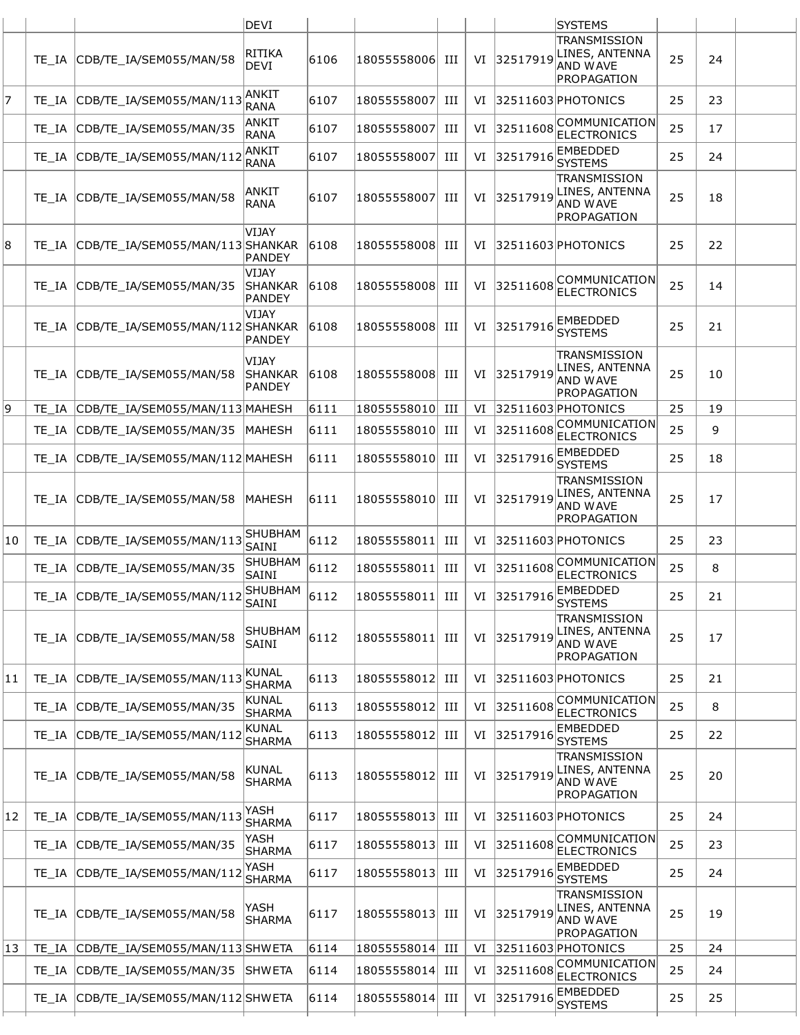| | | | | | | | | | | | | |
|---|---|---|---|---|---|---|---|---|---|---|---|---|
| | | | DEVI | | | | | | SYSTEMS | | | |
| | TE_IA | CDB/TE_IA/SEM055/MAN/58 | RITIKA DEVI | 6106 | 18055558006 | III | VI | 32517919 | TRANSMISSION LINES, ANTENNA AND WAVE PROPAGATION | 25 | 24 | |
| 7 | TE_IA | CDB/TE_IA/SEM055/MAN/113 | ANKIT RANA | 6107 | 18055558007 | III | VI | 32511603 | PHOTONICS | 25 | 23 | |
| | TE_IA | CDB/TE_IA/SEM055/MAN/35 | ANKIT RANA | 6107 | 18055558007 | III | VI | 32511608 | COMMUNICATION ELECTRONICS | 25 | 17 | |
| | TE_IA | CDB/TE_IA/SEM055/MAN/112 | ANKIT RANA | 6107 | 18055558007 | III | VI | 32517916 | EMBEDDED SYSTEMS | 25 | 24 | |
| | TE_IA | CDB/TE_IA/SEM055/MAN/58 | ANKIT RANA | 6107 | 18055558007 | III | VI | 32517919 | TRANSMISSION LINES, ANTENNA AND WAVE PROPAGATION | 25 | 18 | |
| 8 | TE_IA | CDB/TE_IA/SEM055/MAN/113 | VIJAY SHANKAR PANDEY | 6108 | 18055558008 | III | VI | 32511603 | PHOTONICS | 25 | 22 | |
| | TE_IA | CDB/TE_IA/SEM055/MAN/35 | VIJAY SHANKAR PANDEY | 6108 | 18055558008 | III | VI | 32511608 | COMMUNICATION ELECTRONICS | 25 | 14 | |
| | TE_IA | CDB/TE_IA/SEM055/MAN/112 | VIJAY SHANKAR PANDEY | 6108 | 18055558008 | III | VI | 32517916 | EMBEDDED SYSTEMS | 25 | 21 | |
| | TE_IA | CDB/TE_IA/SEM055/MAN/58 | VIJAY SHANKAR PANDEY | 6108 | 18055558008 | III | VI | 32517919 | TRANSMISSION LINES, ANTENNA AND WAVE PROPAGATION | 25 | 10 | |
| 9 | TE_IA | CDB/TE_IA/SEM055/MAN/113 | MAHESH | 6111 | 18055558010 | III | VI | 32511603 | PHOTONICS | 25 | 19 | |
| | TE_IA | CDB/TE_IA/SEM055/MAN/35 | MAHESH | 6111 | 18055558010 | III | VI | 32511608 | COMMUNICATION ELECTRONICS | 25 | 9 | |
| | TE_IA | CDB/TE_IA/SEM055/MAN/112 | MAHESH | 6111 | 18055558010 | III | VI | 32517916 | EMBEDDED SYSTEMS | 25 | 18 | |
| | TE_IA | CDB/TE_IA/SEM055/MAN/58 | MAHESH | 6111 | 18055558010 | III | VI | 32517919 | TRANSMISSION LINES, ANTENNA AND WAVE PROPAGATION | 25 | 17 | |
| 10 | TE_IA | CDB/TE_IA/SEM055/MAN/113 | SHUBHAM SAINI | 6112 | 18055558011 | III | VI | 32511603 | PHOTONICS | 25 | 23 | |
| | TE_IA | CDB/TE_IA/SEM055/MAN/35 | SHUBHAM SAINI | 6112 | 18055558011 | III | VI | 32511608 | COMMUNICATION ELECTRONICS | 25 | 8 | |
| | TE_IA | CDB/TE_IA/SEM055/MAN/112 | SHUBHAM SAINI | 6112 | 18055558011 | III | VI | 32517916 | EMBEDDED SYSTEMS | 25 | 21 | |
| | TE_IA | CDB/TE_IA/SEM055/MAN/58 | SHUBHAM SAINI | 6112 | 18055558011 | III | VI | 32517919 | TRANSMISSION LINES, ANTENNA AND WAVE PROPAGATION | 25 | 17 | |
| 11 | TE_IA | CDB/TE_IA/SEM055/MAN/113 | KUNAL SHARMA | 6113 | 18055558012 | III | VI | 32511603 | PHOTONICS | 25 | 21 | |
| | TE_IA | CDB/TE_IA/SEM055/MAN/35 | KUNAL SHARMA | 6113 | 18055558012 | III | VI | 32511608 | COMMUNICATION ELECTRONICS | 25 | 8 | |
| | TE_IA | CDB/TE_IA/SEM055/MAN/112 | KUNAL SHARMA | 6113 | 18055558012 | III | VI | 32517916 | EMBEDDED SYSTEMS | 25 | 22 | |
| | TE_IA | CDB/TE_IA/SEM055/MAN/58 | KUNAL SHARMA | 6113 | 18055558012 | III | VI | 32517919 | TRANSMISSION LINES, ANTENNA AND WAVE PROPAGATION | 25 | 20 | |
| 12 | TE_IA | CDB/TE_IA/SEM055/MAN/113 | YASH SHARMA | 6117 | 18055558013 | III | VI | 32511603 | PHOTONICS | 25 | 24 | |
| | TE_IA | CDB/TE_IA/SEM055/MAN/35 | YASH SHARMA | 6117 | 18055558013 | III | VI | 32511608 | COMMUNICATION ELECTRONICS | 25 | 23 | |
| | TE_IA | CDB/TE_IA/SEM055/MAN/112 | YASH SHARMA | 6117 | 18055558013 | III | VI | 32517916 | EMBEDDED SYSTEMS | 25 | 24 | |
| | TE_IA | CDB/TE_IA/SEM055/MAN/58 | YASH SHARMA | 6117 | 18055558013 | III | VI | 32517919 | TRANSMISSION LINES, ANTENNA AND WAVE PROPAGATION | 25 | 19 | |
| 13 | TE_IA | CDB/TE_IA/SEM055/MAN/113 | SHWETA | 6114 | 18055558014 | III | VI | 32511603 | PHOTONICS | 25 | 24 | |
| | TE_IA | CDB/TE_IA/SEM055/MAN/35 | SHWETA | 6114 | 18055558014 | III | VI | 32511608 | COMMUNICATION ELECTRONICS | 25 | 24 | |
| | TE_IA | CDB/TE_IA/SEM055/MAN/112 | SHWETA | 6114 | 18055558014 | III | VI | 32517916 | EMBEDDED SYSTEMS | 25 | 25 | |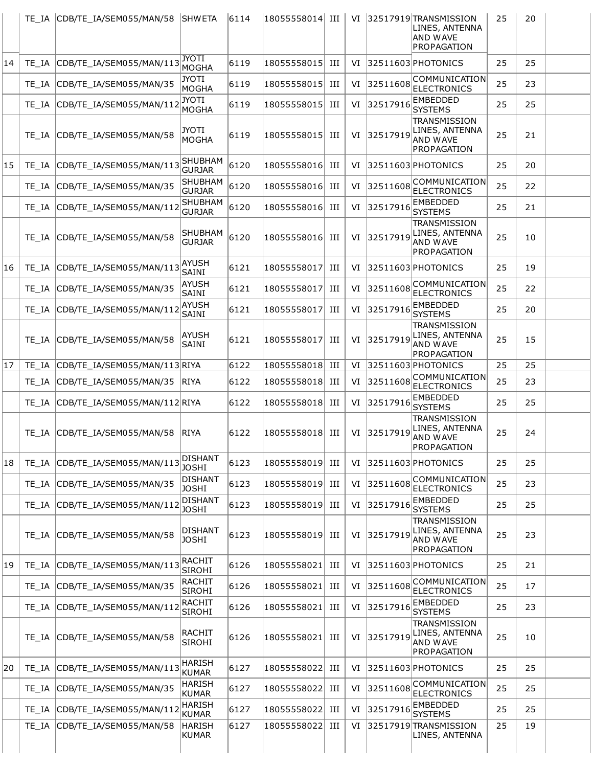| | | | | | | | | | | | |
|---|---|---|---|---|---|---|---|---|---|---|---|
| | TE_IA | CDB/TE_IA/SEM055/MAN/58 | SHWETA | 6114 | 18055558014 | III | VI | 32517919 | TRANSMISSION LINES, ANTENNA AND WAVE PROPAGATION | 25 | 20 |
| 14 | TE_IA | CDB/TE_IA/SEM055/MAN/113 | JYOTI MOGHA | 6119 | 18055558015 | III | VI | 32511603 | PHOTONICS | 25 | 25 |
| | TE_IA | CDB/TE_IA/SEM055/MAN/35 | JYOTI MOGHA | 6119 | 18055558015 | III | VI | 32511608 | COMMUNICATION ELECTRONICS | 25 | 23 |
| | TE_IA | CDB/TE_IA/SEM055/MAN/112 | JYOTI MOGHA | 6119 | 18055558015 | III | VI | 32517916 | EMBEDDED SYSTEMS | 25 | 25 |
| | TE_IA | CDB/TE_IA/SEM055/MAN/58 | JYOTI MOGHA | 6119 | 18055558015 | III | VI | 32517919 | TRANSMISSION LINES, ANTENNA AND WAVE PROPAGATION | 25 | 21 |
| 15 | TE_IA | CDB/TE_IA/SEM055/MAN/113 | SHUBHAM GURJAR | 6120 | 18055558016 | III | VI | 32511603 | PHOTONICS | 25 | 20 |
| | TE_IA | CDB/TE_IA/SEM055/MAN/35 | SHUBHAM GURJAR | 6120 | 18055558016 | III | VI | 32511608 | COMMUNICATION ELECTRONICS | 25 | 22 |
| | TE_IA | CDB/TE_IA/SEM055/MAN/112 | SHUBHAM GURJAR | 6120 | 18055558016 | III | VI | 32517916 | EMBEDDED SYSTEMS | 25 | 21 |
| | TE_IA | CDB/TE_IA/SEM055/MAN/58 | SHUBHAM GURJAR | 6120 | 18055558016 | III | VI | 32517919 | TRANSMISSION LINES, ANTENNA AND WAVE PROPAGATION | 25 | 10 |
| 16 | TE_IA | CDB/TE_IA/SEM055/MAN/113 | AYUSH SAINI | 6121 | 18055558017 | III | VI | 32511603 | PHOTONICS | 25 | 19 |
| | TE_IA | CDB/TE_IA/SEM055/MAN/35 | AYUSH SAINI | 6121 | 18055558017 | III | VI | 32511608 | COMMUNICATION ELECTRONICS | 25 | 22 |
| | TE_IA | CDB/TE_IA/SEM055/MAN/112 | AYUSH SAINI | 6121 | 18055558017 | III | VI | 32517916 | EMBEDDED SYSTEMS | 25 | 20 |
| | TE_IA | CDB/TE_IA/SEM055/MAN/58 | AYUSH SAINI | 6121 | 18055558017 | III | VI | 32517919 | TRANSMISSION LINES, ANTENNA AND WAVE PROPAGATION | 25 | 15 |
| 17 | TE_IA | CDB/TE_IA/SEM055/MAN/113 | RIYA | 6122 | 18055558018 | III | VI | 32511603 | PHOTONICS | 25 | 25 |
| | TE_IA | CDB/TE_IA/SEM055/MAN/35 | RIYA | 6122 | 18055558018 | III | VI | 32511608 | COMMUNICATION ELECTRONICS | 25 | 23 |
| | TE_IA | CDB/TE_IA/SEM055/MAN/112 | RIYA | 6122 | 18055558018 | III | VI | 32517916 | EMBEDDED SYSTEMS | 25 | 25 |
| | TE_IA | CDB/TE_IA/SEM055/MAN/58 | RIYA | 6122 | 18055558018 | III | VI | 32517919 | TRANSMISSION LINES, ANTENNA AND WAVE PROPAGATION | 25 | 24 |
| 18 | TE_IA | CDB/TE_IA/SEM055/MAN/113 | DISHANT JOSHI | 6123 | 18055558019 | III | VI | 32511603 | PHOTONICS | 25 | 25 |
| | TE_IA | CDB/TE_IA/SEM055/MAN/35 | DISHANT JOSHI | 6123 | 18055558019 | III | VI | 32511608 | COMMUNICATION ELECTRONICS | 25 | 23 |
| | TE_IA | CDB/TE_IA/SEM055/MAN/112 | DISHANT JOSHI | 6123 | 18055558019 | III | VI | 32517916 | EMBEDDED SYSTEMS | 25 | 25 |
| | TE_IA | CDB/TE_IA/SEM055/MAN/58 | DISHANT JOSHI | 6123 | 18055558019 | III | VI | 32517919 | TRANSMISSION LINES, ANTENNA AND WAVE PROPAGATION | 25 | 23 |
| 19 | TE_IA | CDB/TE_IA/SEM055/MAN/113 | RACHIT SIROHI | 6126 | 18055558021 | III | VI | 32511603 | PHOTONICS | 25 | 21 |
| | TE_IA | CDB/TE_IA/SEM055/MAN/35 | RACHIT SIROHI | 6126 | 18055558021 | III | VI | 32511608 | COMMUNICATION ELECTRONICS | 25 | 17 |
| | TE_IA | CDB/TE_IA/SEM055/MAN/112 | RACHIT SIROHI | 6126 | 18055558021 | III | VI | 32517916 | EMBEDDED SYSTEMS | 25 | 23 |
| | TE_IA | CDB/TE_IA/SEM055/MAN/58 | RACHIT SIROHI | 6126 | 18055558021 | III | VI | 32517919 | TRANSMISSION LINES, ANTENNA AND WAVE PROPAGATION | 25 | 10 |
| 20 | TE_IA | CDB/TE_IA/SEM055/MAN/113 | HARISH KUMAR | 6127 | 18055558022 | III | VI | 32511603 | PHOTONICS | 25 | 25 |
| | TE_IA | CDB/TE_IA/SEM055/MAN/35 | HARISH KUMAR | 6127 | 18055558022 | III | VI | 32511608 | COMMUNICATION ELECTRONICS | 25 | 25 |
| | TE_IA | CDB/TE_IA/SEM055/MAN/112 | HARISH KUMAR | 6127 | 18055558022 | III | VI | 32517916 | EMBEDDED SYSTEMS | 25 | 25 |
| | TE_IA | CDB/TE_IA/SEM055/MAN/58 | HARISH KUMAR | 6127 | 18055558022 | III | VI | 32517919 | TRANSMISSION LINES, ANTENNA | 25 | 19 |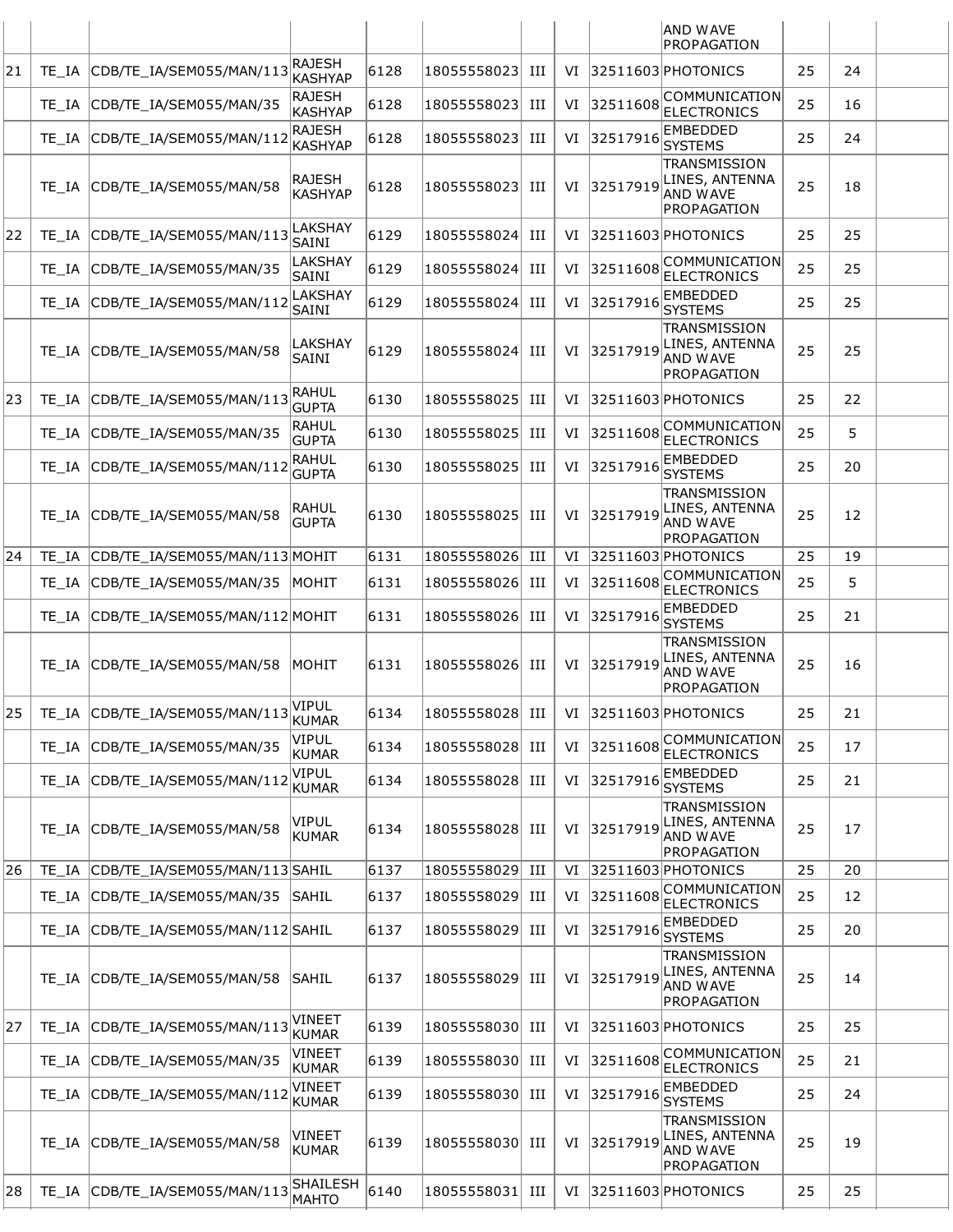| | | | | | | | | | | | | |
|---|---|---|---|---|---|---|---|---|---|---|---|---|
| | | | | | | | | | AND WAVE PROPAGATION | | | |
| 21 | TE_IA | CDB/TE_IA/SEM055/MAN/113 | RAJESH KASHYAP | 6128 | 18055558023 | III | VI | 32511603 | PHOTONICS | 25 | 24 | |
| | TE_IA | CDB/TE_IA/SEM055/MAN/35 | RAJESH KASHYAP | 6128 | 18055558023 | III | VI | 32511608 | COMMUNICATION ELECTRONICS | 25 | 16 | |
| | TE_IA | CDB/TE_IA/SEM055/MAN/112 | RAJESH KASHYAP | 6128 | 18055558023 | III | VI | 32517916 | EMBEDDED SYSTEMS | 25 | 24 | |
| | TE_IA | CDB/TE_IA/SEM055/MAN/58 | RAJESH KASHYAP | 6128 | 18055558023 | III | VI | 32517919 | TRANSMISSION LINES, ANTENNA AND WAVE PROPAGATION | 25 | 18 | |
| 22 | TE_IA | CDB/TE_IA/SEM055/MAN/113 | LAKSHAY SAINI | 6129 | 18055558024 | III | VI | 32511603 | PHOTONICS | 25 | 25 | |
| | TE_IA | CDB/TE_IA/SEM055/MAN/35 | LAKSHAY SAINI | 6129 | 18055558024 | III | VI | 32511608 | COMMUNICATION ELECTRONICS | 25 | 25 | |
| | TE_IA | CDB/TE_IA/SEM055/MAN/112 | LAKSHAY SAINI | 6129 | 18055558024 | III | VI | 32517916 | EMBEDDED SYSTEMS | 25 | 25 | |
| | TE_IA | CDB/TE_IA/SEM055/MAN/58 | LAKSHAY SAINI | 6129 | 18055558024 | III | VI | 32517919 | TRANSMISSION LINES, ANTENNA AND WAVE PROPAGATION | 25 | 25 | |
| 23 | TE_IA | CDB/TE_IA/SEM055/MAN/113 | RAHUL GUPTA | 6130 | 18055558025 | III | VI | 32511603 | PHOTONICS | 25 | 22 | |
| | TE_IA | CDB/TE_IA/SEM055/MAN/35 | RAHUL GUPTA | 6130 | 18055558025 | III | VI | 32511608 | COMMUNICATION ELECTRONICS | 25 | 5 | |
| | TE_IA | CDB/TE_IA/SEM055/MAN/112 | RAHUL GUPTA | 6130 | 18055558025 | III | VI | 32517916 | EMBEDDED SYSTEMS | 25 | 20 | |
| | TE_IA | CDB/TE_IA/SEM055/MAN/58 | RAHUL GUPTA | 6130 | 18055558025 | III | VI | 32517919 | TRANSMISSION LINES, ANTENNA AND WAVE PROPAGATION | 25 | 12 | |
| 24 | TE_IA | CDB/TE_IA/SEM055/MAN/113 | MOHIT | 6131 | 18055558026 | III | VI | 32511603 | PHOTONICS | 25 | 19 | |
| | TE_IA | CDB/TE_IA/SEM055/MAN/35 | MOHIT | 6131 | 18055558026 | III | VI | 32511608 | COMMUNICATION ELECTRONICS | 25 | 5 | |
| | TE_IA | CDB/TE_IA/SEM055/MAN/112 | MOHIT | 6131 | 18055558026 | III | VI | 32517916 | EMBEDDED SYSTEMS | 25 | 21 | |
| | TE_IA | CDB/TE_IA/SEM055/MAN/58 | MOHIT | 6131 | 18055558026 | III | VI | 32517919 | TRANSMISSION LINES, ANTENNA AND WAVE PROPAGATION | 25 | 16 | |
| 25 | TE_IA | CDB/TE_IA/SEM055/MAN/113 | VIPUL KUMAR | 6134 | 18055558028 | III | VI | 32511603 | PHOTONICS | 25 | 21 | |
| | TE_IA | CDB/TE_IA/SEM055/MAN/35 | VIPUL KUMAR | 6134 | 18055558028 | III | VI | 32511608 | COMMUNICATION ELECTRONICS | 25 | 17 | |
| | TE_IA | CDB/TE_IA/SEM055/MAN/112 | VIPUL KUMAR | 6134 | 18055558028 | III | VI | 32517916 | EMBEDDED SYSTEMS | 25 | 21 | |
| | TE_IA | CDB/TE_IA/SEM055/MAN/58 | VIPUL KUMAR | 6134 | 18055558028 | III | VI | 32517919 | TRANSMISSION LINES, ANTENNA AND WAVE PROPAGATION | 25 | 17 | |
| 26 | TE_IA | CDB/TE_IA/SEM055/MAN/113 | SAHIL | 6137 | 18055558029 | III | VI | 32511603 | PHOTONICS | 25 | 20 | |
| | TE_IA | CDB/TE_IA/SEM055/MAN/35 | SAHIL | 6137 | 18055558029 | III | VI | 32511608 | COMMUNICATION ELECTRONICS | 25 | 12 | |
| | TE_IA | CDB/TE_IA/SEM055/MAN/112 | SAHIL | 6137 | 18055558029 | III | VI | 32517916 | EMBEDDED SYSTEMS | 25 | 20 | |
| | TE_IA | CDB/TE_IA/SEM055/MAN/58 | SAHIL | 6137 | 18055558029 | III | VI | 32517919 | TRANSMISSION LINES, ANTENNA AND WAVE PROPAGATION | 25 | 14 | |
| 27 | TE_IA | CDB/TE_IA/SEM055/MAN/113 | VINEET KUMAR | 6139 | 18055558030 | III | VI | 32511603 | PHOTONICS | 25 | 25 | |
| | TE_IA | CDB/TE_IA/SEM055/MAN/35 | VINEET KUMAR | 6139 | 18055558030 | III | VI | 32511608 | COMMUNICATION ELECTRONICS | 25 | 21 | |
| | TE_IA | CDB/TE_IA/SEM055/MAN/112 | VINEET KUMAR | 6139 | 18055558030 | III | VI | 32517916 | EMBEDDED SYSTEMS | 25 | 24 | |
| | TE_IA | CDB/TE_IA/SEM055/MAN/58 | VINEET KUMAR | 6139 | 18055558030 | III | VI | 32517919 | TRANSMISSION LINES, ANTENNA AND WAVE PROPAGATION | 25 | 19 | |
| 28 | TE_IA | CDB/TE_IA/SEM055/MAN/113 | SHAILESH MAHTO | 6140 | 18055558031 | III | VI | 32511603 | PHOTONICS | 25 | 25 | |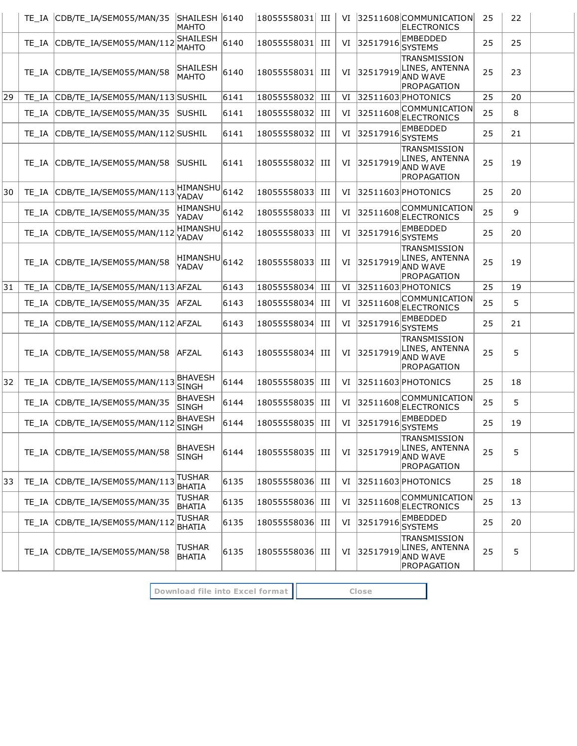| | | | | | | | | | | | | |
|---|---|---|---|---|---|---|---|---|---|---|---|---|
| | TE_IA | CDB/TE_IA/SEM055/MAN/35 | SHAILESH MAHTO | 6140 | 18055558031 | III | VI | 32511608 | COMMUNICATION ELECTRONICS | 25 | 22 | |
| | TE_IA | CDB/TE_IA/SEM055/MAN/112 | SHAILESH MAHTO | 6140 | 18055558031 | III | VI | 32517916 | EMBEDDED SYSTEMS | 25 | 25 | |
| | TE_IA | CDB/TE_IA/SEM055/MAN/58 | SHAILESH MAHTO | 6140 | 18055558031 | III | VI | 32517919 | TRANSMISSION LINES, ANTENNA AND WAVE PROPAGATION | 25 | 23 | |
| 29 | TE_IA | CDB/TE_IA/SEM055/MAN/113 | SUSHIL | 6141 | 18055558032 | III | VI | 32511603 | PHOTONICS | 25 | 20 | |
| | TE_IA | CDB/TE_IA/SEM055/MAN/35 | SUSHIL | 6141 | 18055558032 | III | VI | 32511608 | COMMUNICATION ELECTRONICS | 25 | 8 | |
| | TE_IA | CDB/TE_IA/SEM055/MAN/112 | SUSHIL | 6141 | 18055558032 | III | VI | 32517916 | EMBEDDED SYSTEMS | 25 | 21 | |
| | TE_IA | CDB/TE_IA/SEM055/MAN/58 | SUSHIL | 6141 | 18055558032 | III | VI | 32517919 | TRANSMISSION LINES, ANTENNA AND WAVE PROPAGATION | 25 | 19 | |
| 30 | TE_IA | CDB/TE_IA/SEM055/MAN/113 | HIMANSHU YADAV | 6142 | 18055558033 | III | VI | 32511603 | PHOTONICS | 25 | 20 | |
| | TE_IA | CDB/TE_IA/SEM055/MAN/35 | HIMANSHU YADAV | 6142 | 18055558033 | III | VI | 32511608 | COMMUNICATION ELECTRONICS | 25 | 9 | |
| | TE_IA | CDB/TE_IA/SEM055/MAN/112 | HIMANSHU YADAV | 6142 | 18055558033 | III | VI | 32517916 | EMBEDDED SYSTEMS | 25 | 20 | |
| | TE_IA | CDB/TE_IA/SEM055/MAN/58 | HIMANSHU YADAV | 6142 | 18055558033 | III | VI | 32517919 | TRANSMISSION LINES, ANTENNA AND WAVE PROPAGATION | 25 | 19 | |
| 31 | TE_IA | CDB/TE_IA/SEM055/MAN/113 | AFZAL | 6143 | 18055558034 | III | VI | 32511603 | PHOTONICS | 25 | 19 | |
| | TE_IA | CDB/TE_IA/SEM055/MAN/35 | AFZAL | 6143 | 18055558034 | III | VI | 32511608 | COMMUNICATION ELECTRONICS | 25 | 5 | |
| | TE_IA | CDB/TE_IA/SEM055/MAN/112 | AFZAL | 6143 | 18055558034 | III | VI | 32517916 | EMBEDDED SYSTEMS | 25 | 21 | |
| | TE_IA | CDB/TE_IA/SEM055/MAN/58 | AFZAL | 6143 | 18055558034 | III | VI | 32517919 | TRANSMISSION LINES, ANTENNA AND WAVE PROPAGATION | 25 | 5 | |
| 32 | TE_IA | CDB/TE_IA/SEM055/MAN/113 | BHAVESH SINGH | 6144 | 18055558035 | III | VI | 32511603 | PHOTONICS | 25 | 18 | |
| | TE_IA | CDB/TE_IA/SEM055/MAN/35 | BHAVESH SINGH | 6144 | 18055558035 | III | VI | 32511608 | COMMUNICATION ELECTRONICS | 25 | 5 | |
| | TE_IA | CDB/TE_IA/SEM055/MAN/112 | BHAVESH SINGH | 6144 | 18055558035 | III | VI | 32517916 | EMBEDDED SYSTEMS | 25 | 19 | |
| | TE_IA | CDB/TE_IA/SEM055/MAN/58 | BHAVESH SINGH | 6144 | 18055558035 | III | VI | 32517919 | TRANSMISSION LINES, ANTENNA AND WAVE PROPAGATION | 25 | 5 | |
| 33 | TE_IA | CDB/TE_IA/SEM055/MAN/113 | TUSHAR BHATIA | 6135 | 18055558036 | III | VI | 32511603 | PHOTONICS | 25 | 18 | |
| | TE_IA | CDB/TE_IA/SEM055/MAN/35 | TUSHAR BHATIA | 6135 | 18055558036 | III | VI | 32511608 | COMMUNICATION ELECTRONICS | 25 | 13 | |
| | TE_IA | CDB/TE_IA/SEM055/MAN/112 | TUSHAR BHATIA | 6135 | 18055558036 | III | VI | 32517916 | EMBEDDED SYSTEMS | 25 | 20 | |
| | TE_IA | CDB/TE_IA/SEM055/MAN/58 | TUSHAR BHATIA | 6135 | 18055558036 | III | VI | 32517919 | TRANSMISSION LINES, ANTENNA AND WAVE PROPAGATION | 25 | 5 | |

Download file into Excel format | Close